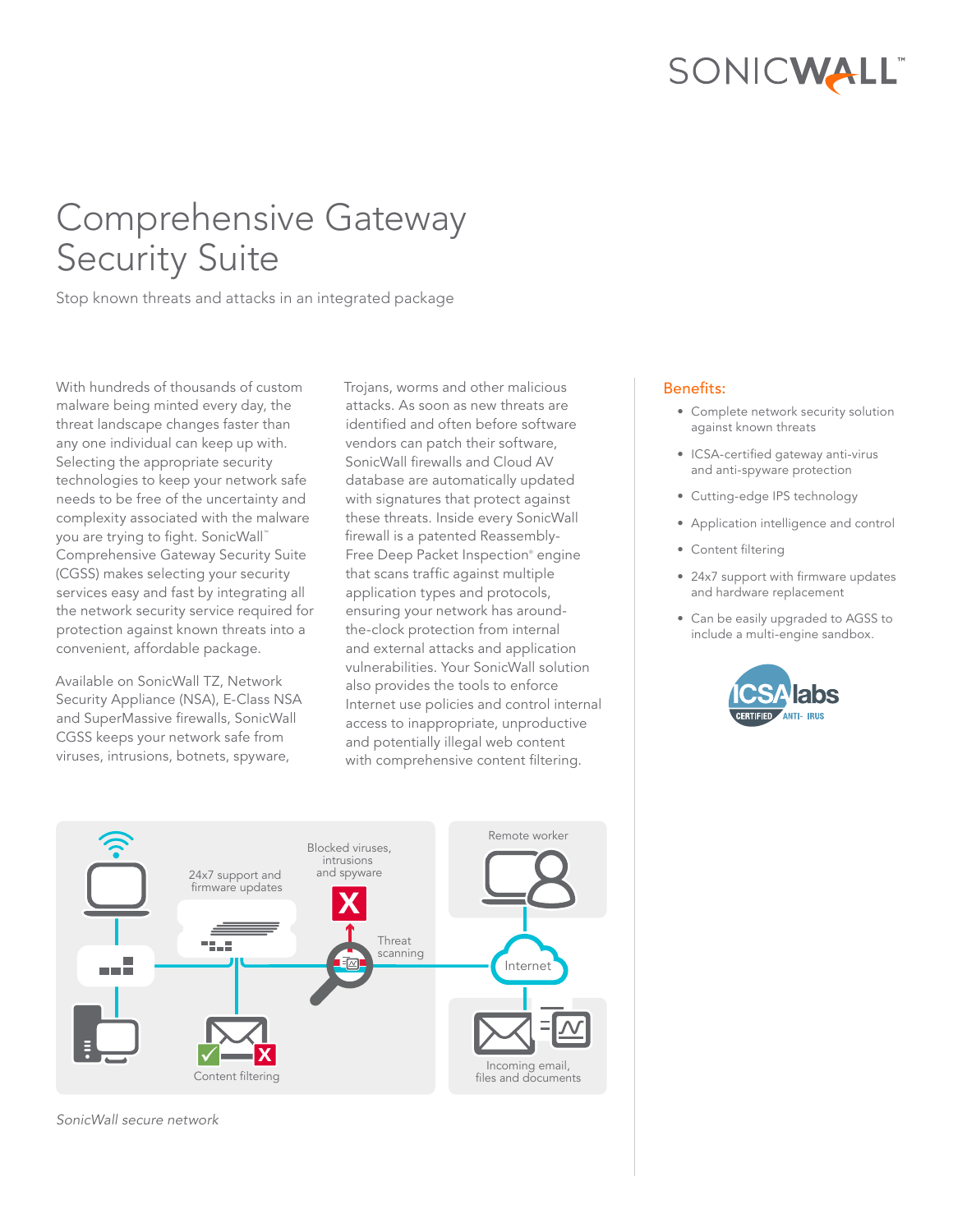# Comprehensive Gateway Security Suite

Stop known threats and attacks in an integrated package

With hundreds of thousands of custom malware being minted every day, the threat landscape changes faster than any one individual can keep up with. Selecting the appropriate security technologies to keep your network safe needs to be free of the uncertainty and complexity associated with the malware you are trying to fight. SonicWall™ Comprehensive Gateway Security Suite (CGSS) makes selecting your security services easy and fast by integrating all the network security service required for protection against known threats into a convenient, affordable package.

Available on SonicWall TZ, Network Security Appliance (NSA), E-Class NSA and SuperMassive firewalls, SonicWall CGSS keeps your network safe from viruses, intrusions, botnets, spyware, Trojans, worms and other malicious attacks. As soon as new threats are identified and often before software vendors can patch their software, SonicWall firewalls and Cloud AV database are automatically updated with signatures that protect against these threats. Inside every SonicWall firewall is a patented Reassembly-Free Deep Packet Inspection® engine that scans traffic against multiple application types and protocols, ensuring your network has around-the-clock protection from internal and external attacks and application vulnerabilities. Your SonicWall solution also provides the tools to enforce Internet use policies and control internal access to inappropriate, unproductive and potentially illegal web content with comprehensive content filtering.

## Benefits:

- Complete network security solution against known threats
- ICSA-certified gateway anti-virus and anti-spyware protection
- Cutting-edge IPS technology
- Application intelligence and control
- Content filtering
- 24x7 support with firmware updates and hardware replacement
- Can be easily upgraded to AGSS to include a multi-engine sandbox.

*SonicWall secure network*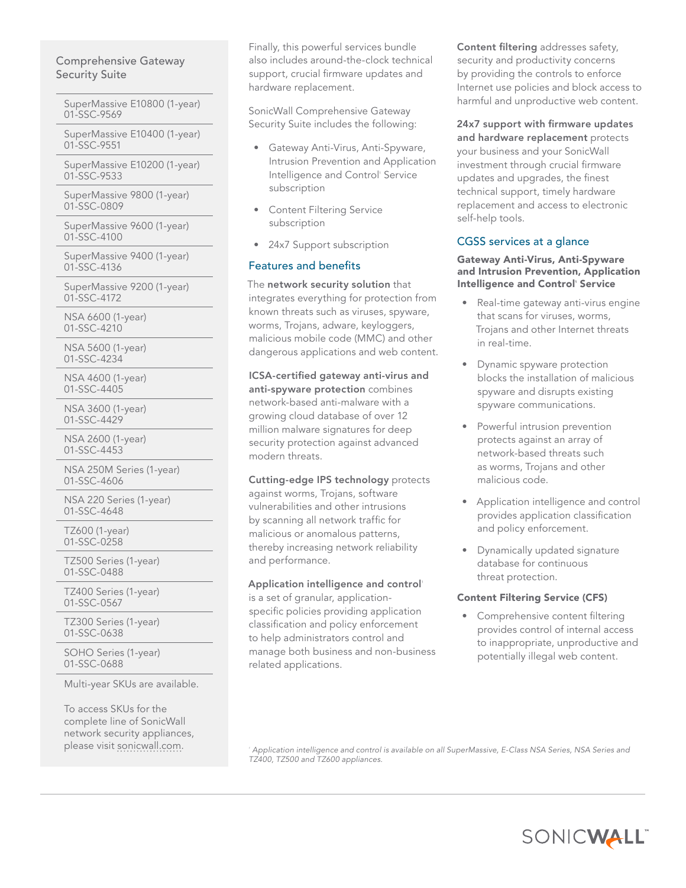## Comprehensive Gateway Security Suite

| |
|---|
| SuperMassive E10800 (1-year) 01-SSC-9569 |
| SuperMassive E10400 (1-year) 01-SSC-9551 |
| SuperMassive E10200 (1-year) 01-SSC-9533 |
| SuperMassive 9800 (1-year) 01-SSC-0809 |
| SuperMassive 9600 (1-year) 01-SSC-4100 |
| SuperMassive 9400 (1-year) 01-SSC-4136 |
| SuperMassive 9200 (1-year) 01-SSC-4172 |
| NSA 6600 (1-year) 01-SSC-4210 |
| NSA 5600 (1-year) 01-SSC-4234 |
| NSA 4600 (1-year) 01-SSC-4405 |
| NSA 3600 (1-year) 01-SSC-4429 |
| NSA 2600 (1-year) 01-SSC-4453 |
| NSA 250M Series (1-year) 01-SSC-4606 |
| NSA 220 Series (1-year) 01-SSC-4648 |
| TZ600 (1-year) 01-SSC-0258 |
| TZ500 Series (1-year) 01-SSC-0488 |
| TZ400 Series (1-year) 01-SSC-0567 |
| TZ300 Series (1-year) 01-SSC-0638 |
| SOHO Series (1-year) 01-SSC-0688 |

Multi-year SKUs are available.

To access SKUs for the complete line of SonicWall network security appliances, please visit sonicwall.com.

Finally, this powerful services bundle also includes around-the-clock technical support, crucial firmware updates and hardware replacement.

SonicWall Comprehensive Gateway Security Suite includes the following:

- Gateway Anti-Virus, Anti-Spyware, Intrusion Prevention and Application Intelligence and Control[1] Service subscription
- Content Filtering Service subscription
- 24x7 Support subscription

## Features and benefits

The **network security solution** that integrates everything for protection from known threats such as viruses, spyware, worms, Trojans, adware, keyloggers, malicious mobile code (MMC) and other dangerous applications and web content.

**ICSA-certified gateway anti-virus and anti-spyware protection** combines network-based anti-malware with a growing cloud database of over 12 million malware signatures for deep security protection against advanced modern threats.

**Cutting-edge IPS technology** protects against worms, Trojans, software vulnerabilities and other intrusions by scanning all network traffic for malicious or anomalous patterns, thereby increasing network reliability and performance.

**Application intelligence and control**[1] is a set of granular, application-specific policies providing application classification and policy enforcement to help administrators control and manage both business and non-business related applications.

**Content filtering** addresses safety, security and productivity concerns by providing the controls to enforce Internet use policies and block access to harmful and unproductive web content.

**24x7 support with firmware updates and hardware replacement** protects your business and your SonicWall investment through crucial firmware updates and upgrades, the finest technical support, timely hardware replacement and access to electronic self-help tools.

## CGSS services at a glance

### Gateway Anti-Virus, Anti-Spyware and Intrusion Prevention, Application Intelligence and Control[1] Service

- Real-time gateway anti-virus engine that scans for viruses, worms, Trojans and other Internet threats in real-time.
- Dynamic spyware protection blocks the installation of malicious spyware and disrupts existing spyware communications.
- Powerful intrusion prevention protects against an array of network-based threats such as worms, Trojans and other malicious code.
- Application intelligence and control provides application classification and policy enforcement.
- Dynamically updated signature database for continuous threat protection.

### Content Filtering Service (CFS)

- Comprehensive content filtering provides control of internal access to inappropriate, unproductive and potentially illegal web content.

*[1] Application intelligence and control is available on all SuperMassive, E-Class NSA Series, NSA Series and TZ400, TZ500 and TZ600 appliances.*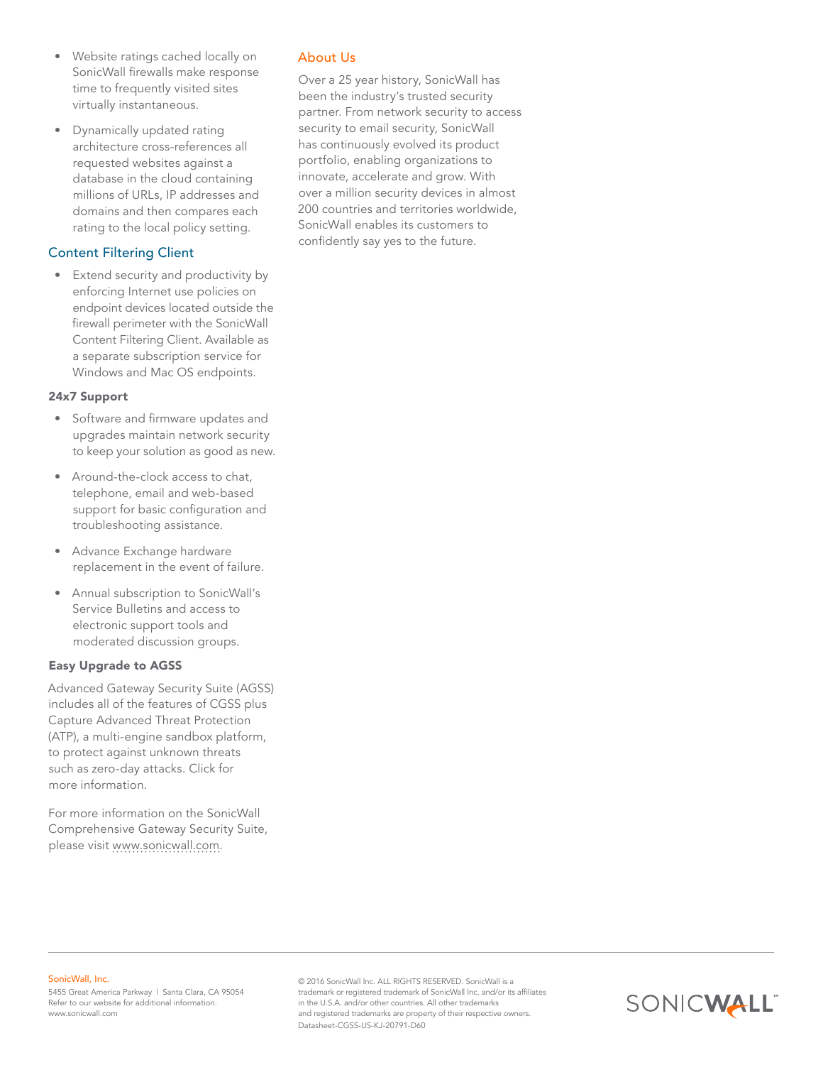- Website ratings cached locally on SonicWall firewalls make response time to frequently visited sites virtually instantaneous.
- Dynamically updated rating architecture cross-references all requested websites against a database in the cloud containing millions of URLs, IP addresses and domains and then compares each rating to the local policy setting.

### Content Filtering Client

- Extend security and productivity by enforcing Internet use policies on endpoint devices located outside the firewall perimeter with the SonicWall Content Filtering Client. Available as a separate subscription service for Windows and Mac OS endpoints.

#### 24x7 Support

- Software and firmware updates and upgrades maintain network security to keep your solution as good as new.
- Around-the-clock access to chat, telephone, email and web-based support for basic configuration and troubleshooting assistance.
- Advance Exchange hardware replacement in the event of failure.
- Annual subscription to SonicWall's Service Bulletins and access to electronic support tools and moderated discussion groups.

#### Easy Upgrade to AGSS

Advanced Gateway Security Suite (AGSS) includes all of the features of CGSS plus Capture Advanced Threat Protection (ATP), a multi-engine sandbox platform, to protect against unknown threats such as zero-day attacks. Click for more information.

For more information on the SonicWall Comprehensive Gateway Security Suite, please visit www.sonicwall.com.

## About Us

Over a 25 year history, SonicWall has been the industry's trusted security partner. From network security to access security to email security, SonicWall has continuously evolved its product portfolio, enabling organizations to innovate, accelerate and grow. With over a million security devices in almost 200 countries and territories worldwide, SonicWall enables its customers to confidently say yes to the future.

SonicWall, Inc.
5455 Great America Parkway | Santa Clara, CA 95054
Refer to our website for additional information.
www.sonicwall.com

© 2016 SonicWall Inc. ALL RIGHTS RESERVED. SonicWall is a trademark or registered trademark of SonicWall Inc. and/or its affiliates in the U.S.A. and/or other countries. All other trademarks and registered trademarks are property of their respective owners.
Datasheet-CGSS-US-KJ-20791-D60

SONICWALL™